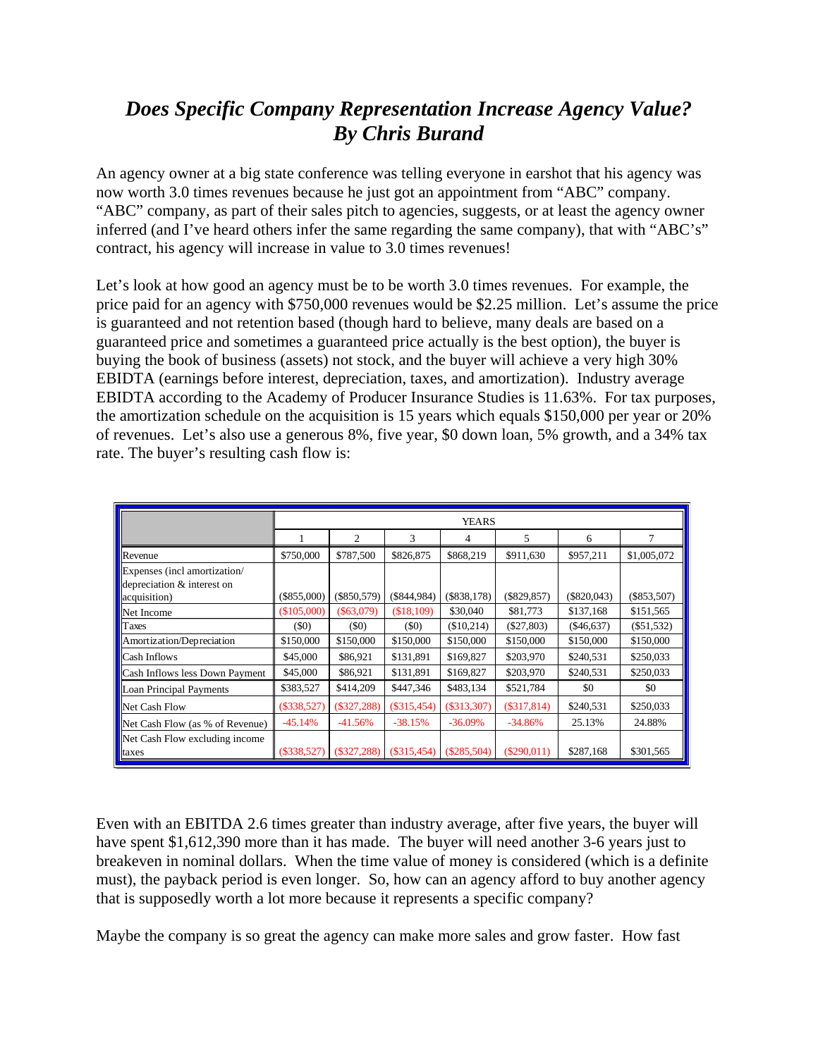# *Does Specific Company Representation Increase Agency Value? By Chris Burand*

An agency owner at a big state conference was telling everyone in earshot that his agency was now worth 3.0 times revenues because he just got an appointment from "ABC" company. "ABC" company, as part of their sales pitch to agencies, suggests, or at least the agency owner inferred (and I've heard others infer the same regarding the same company), that with "ABC's" contract, his agency will increase in value to 3.0 times revenues!

Let's look at how good an agency must be to be worth 3.0 times revenues. For example, the price paid for an agency with $750,000 revenues would be $2.25 million. Let's assume the price is guaranteed and not retention based (though hard to believe, many deals are based on a guaranteed price and sometimes a guaranteed price actually is the best option), the buyer is buying the book of business (assets) not stock, and the buyer will achieve a very high 30% EBIDTA (earnings before interest, depreciation, taxes, and amortization). Industry average EBIDTA according to the Academy of Producer Insurance Studies is 11.63%. For tax purposes, the amortization schedule on the acquisition is 15 years which equals $150,000 per year or 20% of revenues. Let's also use a generous 8%, five year, $0 down loan, 5% growth, and a 34% tax rate. The buyer's resulting cash flow is:

| | YEARS | | | | | | |
|---|---|---|---|---|---|---|---|
| | 1 | 2 | 3 | 4 | 5 | 6 | 7 |
| Revenue | $750,000 | $787,500 | $826,875 | $868,219 | $911,630 | $957,211 | $1,005,072 |
| Expenses (incl amortization/ depreciation & interest on acquisition) | ($855,000) | ($850,579) | ($844,984) | ($838,178) | ($829,857) | ($820,043) | ($853,507) |
| Net Income | ($105,000) | ($63,079) | ($18,109) | $30,040 | $81,773 | $137,168 | $151,565 |
| Taxes | ($0) | ($0) | ($0) | ($10,214) | ($27,803) | ($46,637) | ($51,532) |
| Amortization/Depreciation | $150,000 | $150,000 | $150,000 | $150,000 | $150,000 | $150,000 | $150,000 |
| Cash Inflows | $45,000 | $86,921 | $131,891 | $169,827 | $203,970 | $240,531 | $250,033 |
| Cash Inflows less Down Payment | $45,000 | $86,921 | $131,891 | $169,827 | $203,970 | $240,531 | $250,033 |
| Loan Principal Payments | $383,527 | $414,209 | $447,346 | $483,134 | $521,784 | $0 | $0 |
| Net Cash Flow | ($338,527) | ($327,288) | ($315,454) | ($313,307) | ($317,814) | $240,531 | $250,033 |
| Net Cash Flow (as % of Revenue) | -45.14% | -41.56% | -38.15% | -36.09% | -34.86% | 25.13% | 24.88% |
| Net Cash Flow excluding income taxes | ($338,527) | ($327,288) | ($315,454) | ($285,504) | ($290,011) | $287,168 | $301,565 |

Even with an EBITDA 2.6 times greater than industry average, after five years, the buyer will have spent $1,612,390 more than it has made. The buyer will need another 3-6 years just to breakeven in nominal dollars. When the time value of money is considered (which is a definite must), the payback period is even longer. So, how can an agency afford to buy another agency that is supposedly worth a lot more because it represents a specific company?

Maybe the company is so great the agency can make more sales and grow faster. How fast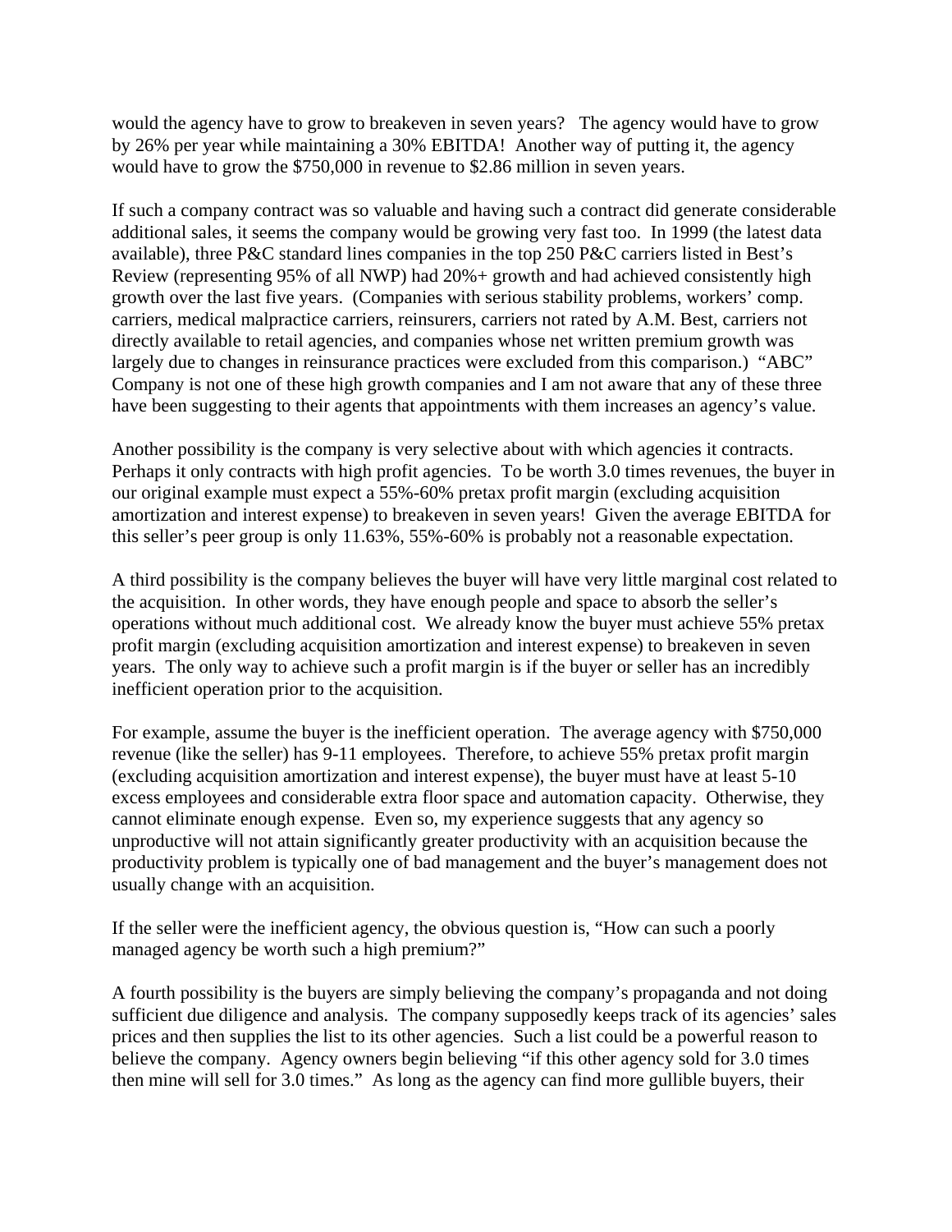would the agency have to grow to breakeven in seven years? The agency would have to grow by 26% per year while maintaining a 30% EBITDA! Another way of putting it, the agency would have to grow the $750,000 in revenue to $2.86 million in seven years.

If such a company contract was so valuable and having such a contract did generate considerable additional sales, it seems the company would be growing very fast too. In 1999 (the latest data available), three P&C standard lines companies in the top 250 P&C carriers listed in Best's Review (representing 95% of all NWP) had 20%+ growth and had achieved consistently high growth over the last five years. (Companies with serious stability problems, workers' comp. carriers, medical malpractice carriers, reinsurers, carriers not rated by A.M. Best, carriers not directly available to retail agencies, and companies whose net written premium growth was largely due to changes in reinsurance practices were excluded from this comparison.) "ABC" Company is not one of these high growth companies and I am not aware that any of these three have been suggesting to their agents that appointments with them increases an agency's value.

Another possibility is the company is very selective about with which agencies it contracts. Perhaps it only contracts with high profit agencies. To be worth 3.0 times revenues, the buyer in our original example must expect a 55%-60% pretax profit margin (excluding acquisition amortization and interest expense) to breakeven in seven years! Given the average EBITDA for this seller's peer group is only 11.63%, 55%-60% is probably not a reasonable expectation.

A third possibility is the company believes the buyer will have very little marginal cost related to the acquisition. In other words, they have enough people and space to absorb the seller's operations without much additional cost. We already know the buyer must achieve 55% pretax profit margin (excluding acquisition amortization and interest expense) to breakeven in seven years. The only way to achieve such a profit margin is if the buyer or seller has an incredibly inefficient operation prior to the acquisition.

For example, assume the buyer is the inefficient operation. The average agency with $750,000 revenue (like the seller) has 9-11 employees. Therefore, to achieve 55% pretax profit margin (excluding acquisition amortization and interest expense), the buyer must have at least 5-10 excess employees and considerable extra floor space and automation capacity. Otherwise, they cannot eliminate enough expense. Even so, my experience suggests that any agency so unproductive will not attain significantly greater productivity with an acquisition because the productivity problem is typically one of bad management and the buyer's management does not usually change with an acquisition.

If the seller were the inefficient agency, the obvious question is, "How can such a poorly managed agency be worth such a high premium?"

A fourth possibility is the buyers are simply believing the company's propaganda and not doing sufficient due diligence and analysis. The company supposedly keeps track of its agencies' sales prices and then supplies the list to its other agencies. Such a list could be a powerful reason to believe the company. Agency owners begin believing "if this other agency sold for 3.0 times then mine will sell for 3.0 times." As long as the agency can find more gullible buyers, their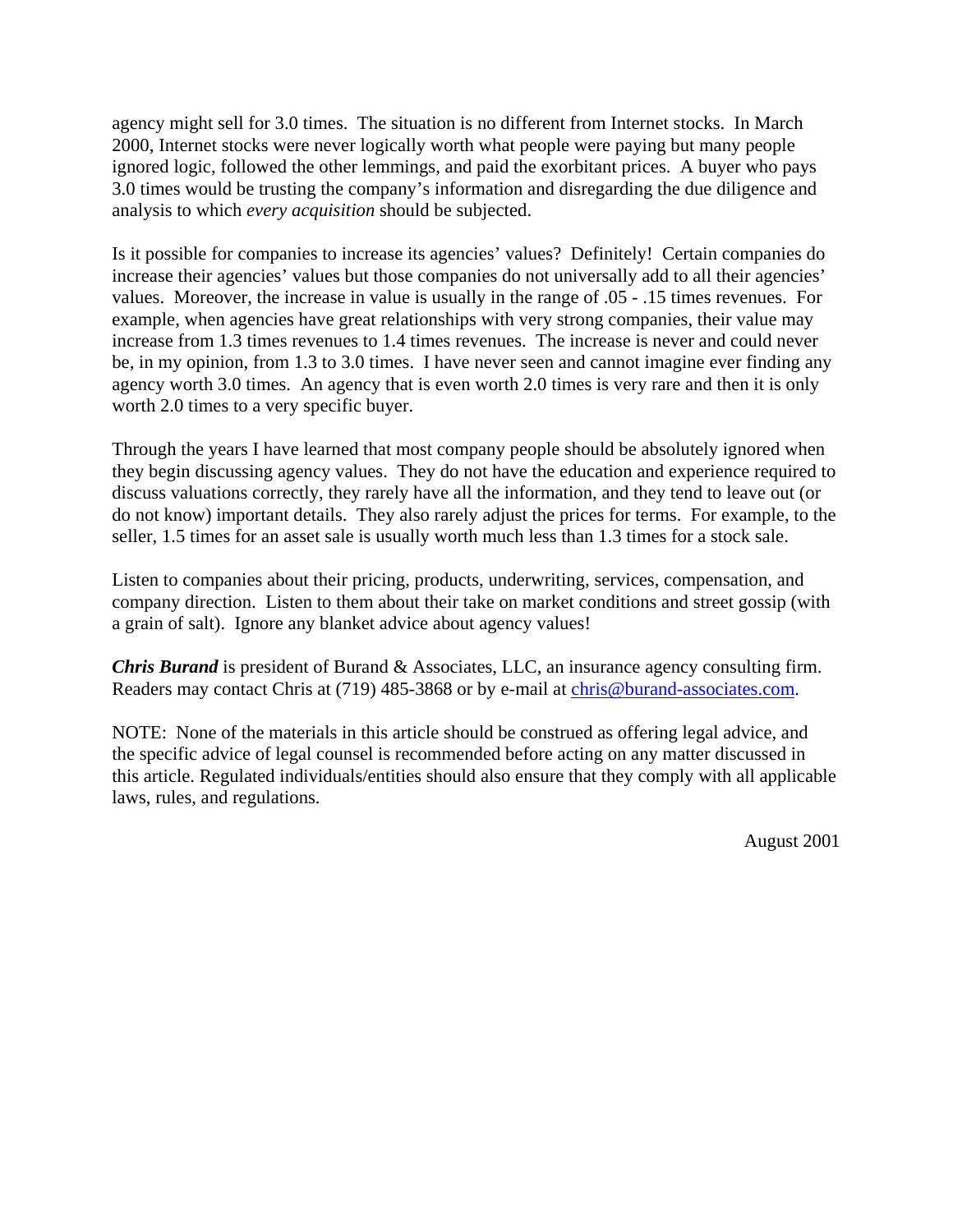agency might sell for 3.0 times. The situation is no different from Internet stocks. In March 2000, Internet stocks were never logically worth what people were paying but many people ignored logic, followed the other lemmings, and paid the exorbitant prices. A buyer who pays 3.0 times would be trusting the company's information and disregarding the due diligence and analysis to which *every acquisition* should be subjected.

Is it possible for companies to increase its agencies' values? Definitely! Certain companies do increase their agencies' values but those companies do not universally add to all their agencies' values. Moreover, the increase in value is usually in the range of .05 - .15 times revenues. For example, when agencies have great relationships with very strong companies, their value may increase from 1.3 times revenues to 1.4 times revenues. The increase is never and could never be, in my opinion, from 1.3 to 3.0 times. I have never seen and cannot imagine ever finding any agency worth 3.0 times. An agency that is even worth 2.0 times is very rare and then it is only worth 2.0 times to a very specific buyer.

Through the years I have learned that most company people should be absolutely ignored when they begin discussing agency values. They do not have the education and experience required to discuss valuations correctly, they rarely have all the information, and they tend to leave out (or do not know) important details. They also rarely adjust the prices for terms. For example, to the seller, 1.5 times for an asset sale is usually worth much less than 1.3 times for a stock sale.

Listen to companies about their pricing, products, underwriting, services, compensation, and company direction. Listen to them about their take on market conditions and street gossip (with a grain of salt). Ignore any blanket advice about agency values!

***Chris Burand*** is president of Burand & Associates, LLC, an insurance agency consulting firm. Readers may contact Chris at (719) 485-3868 or by e-mail at chris@burand-associates.com.

NOTE: None of the materials in this article should be construed as offering legal advice, and the specific advice of legal counsel is recommended before acting on any matter discussed in this article. Regulated individuals/entities should also ensure that they comply with all applicable laws, rules, and regulations.

August 2001